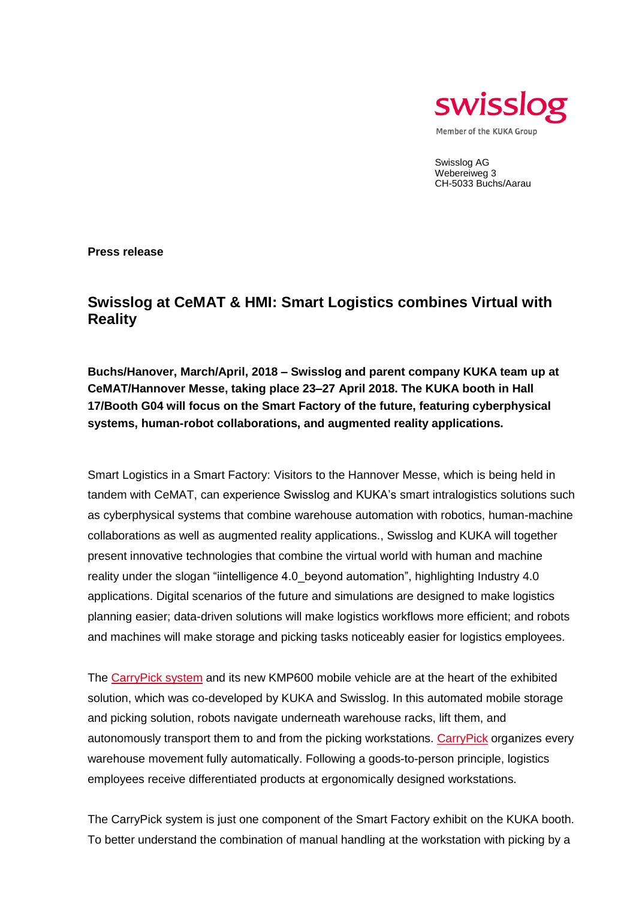swisslog

Member of the KUKA Group

Swisslog AG
Webereiweg 3
CH-5033 Buchs/Aarau

**Press release**

## Swisslog at CeMAT & HMI: Smart Logistics combines Virtual with Reality

**Buchs/Hanover, March/April, 2018 – Swisslog and parent company KUKA team up at CeMAT/Hannover Messe, taking place 23–27 April 2018. The KUKA booth in Hall 17/Booth G04 will focus on the Smart Factory of the future, featuring cyberphysical systems, human-robot collaborations, and augmented reality applications.**

Smart Logistics in a Smart Factory: Visitors to the Hannover Messe, which is being held in tandem with CeMAT, can experience Swisslog and KUKA's smart intralogistics solutions such as cyberphysical systems that combine warehouse automation with robotics, human-machine collaborations as well as augmented reality applications., Swisslog and KUKA will together present innovative technologies that combine the virtual world with human and machine reality under the slogan "iintelligence 4.0_beyond automation", highlighting Industry 4.0 applications. Digital scenarios of the future and simulations are designed to make logistics planning easier; data-driven solutions will make logistics workflows more efficient; and robots and machines will make storage and picking tasks noticeably easier for logistics employees.

The CarryPick system and its new KMP600 mobile vehicle are at the heart of the exhibited solution, which was co-developed by KUKA and Swisslog. In this automated mobile storage and picking solution, robots navigate underneath warehouse racks, lift them, and autonomously transport them to and from the picking workstations. CarryPick organizes every warehouse movement fully automatically. Following a goods-to-person principle, logistics employees receive differentiated products at ergonomically designed workstations.

The CarryPick system is just one component of the Smart Factory exhibit on the KUKA booth. To better understand the combination of manual handling at the workstation with picking by a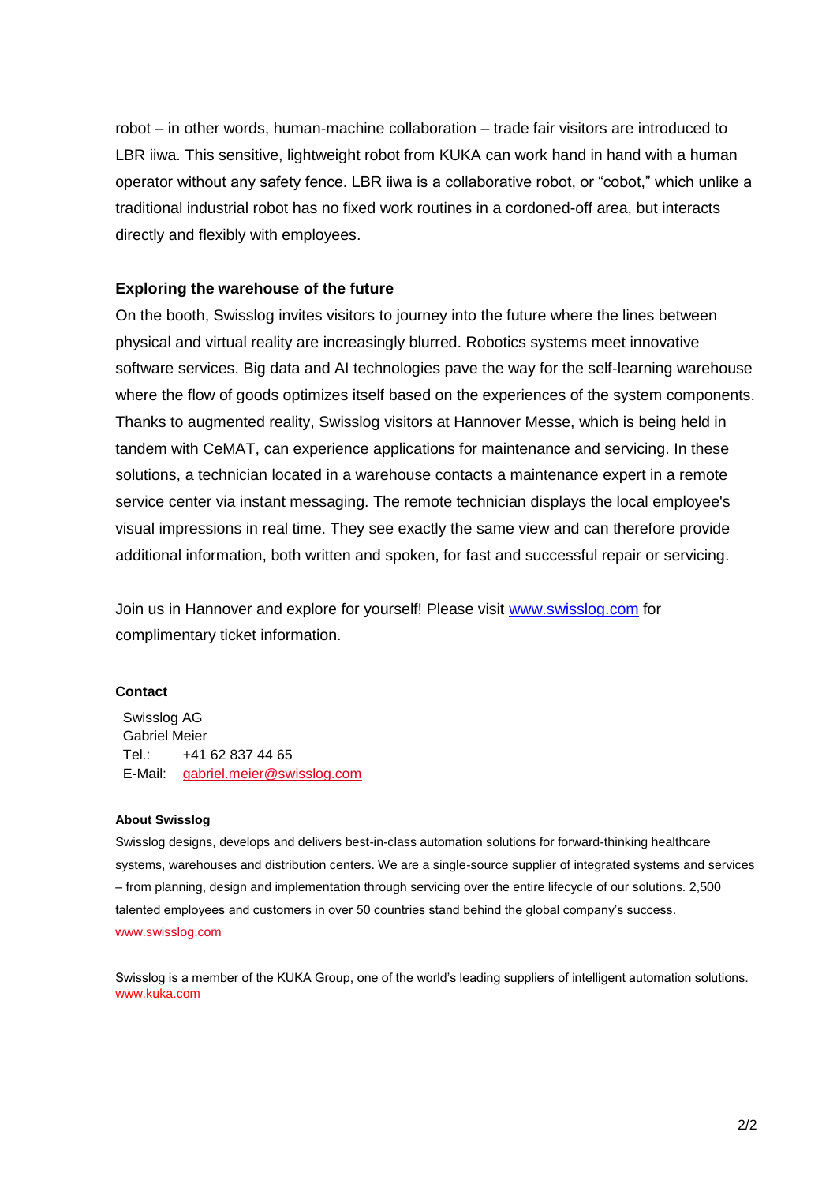robot – in other words, human-machine collaboration – trade fair visitors are introduced to LBR iiwa. This sensitive, lightweight robot from KUKA can work hand in hand with a human operator without any safety fence. LBR iiwa is a collaborative robot, or "cobot," which unlike a traditional industrial robot has no fixed work routines in a cordoned-off area, but interacts directly and flexibly with employees.

### Exploring the warehouse of the future

On the booth, Swisslog invites visitors to journey into the future where the lines between physical and virtual reality are increasingly blurred. Robotics systems meet innovative software services. Big data and AI technologies pave the way for the self-learning warehouse where the flow of goods optimizes itself based on the experiences of the system components. Thanks to augmented reality, Swisslog visitors at Hannover Messe, which is being held in tandem with CeMAT, can experience applications for maintenance and servicing. In these solutions, a technician located in a warehouse contacts a maintenance expert in a remote service center via instant messaging. The remote technician displays the local employee's visual impressions in real time. They see exactly the same view and can therefore provide additional information, both written and spoken, for fast and successful repair or servicing.

Join us in Hannover and explore for yourself! Please visit www.swisslog.com for complimentary ticket information.

**Contact**

Swisslog AG
Gabriel Meier
Tel.: +41 62 837 44 65
E-Mail: gabriel.meier@swisslog.com

**About Swisslog**

Swisslog designs, develops and delivers best-in-class automation solutions for forward-thinking healthcare systems, warehouses and distribution centers. We are a single-source supplier of integrated systems and services – from planning, design and implementation through servicing over the entire lifecycle of our solutions. 2,500 talented employees and customers in over 50 countries stand behind the global company's success.
www.swisslog.com

Swisslog is a member of the KUKA Group, one of the world's leading suppliers of intelligent automation solutions.
www.kuka.com